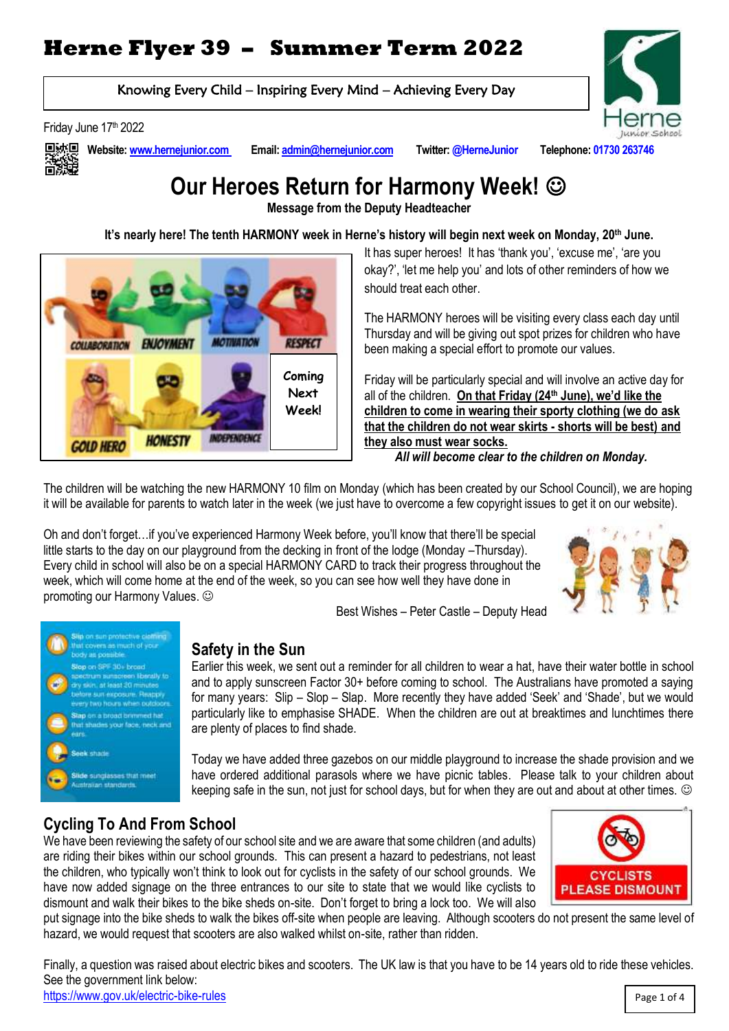# Herne Flyer 39 – Summer Term 2022

Knowing Every Child – Inspiring Every Mind – Achieving Every Day

Friday June 17th 2022

**Website:** www.hernejunior.com **Email:** admin@hernejunior.com **Twitter:** @HerneJunior **Telephone:** 01730 263746

## Our Heroes Return for Harmony Week! ☺

**Message from the Deputy Headteacher**

**It's nearly here! The tenth HARMONY week in Herne's history will begin next week on Monday, 20th June.**

It has super heroes! It has 'thank you', 'excuse me', 'are you okay?', 'let me help you' and lots of other reminders of how we should treat each other.

The HARMONY heroes will be visiting every class each day until Thursday and will be giving out spot prizes for children who have been making a special effort to promote our values.

Friday will be particularly special and will involve an active day for all of the children. **On that Friday (24th June), we'd like the children to come in wearing their sporty clothing (we do ask that the children do not wear skirts - shorts will be best) and they also must wear socks.**

***All will become clear to the children on Monday.***

The children will be watching the new HARMONY 10 film on Monday (which has been created by our School Council), we are hoping it will be available for parents to watch later in the week (we just have to overcome a few copyright issues to get it on our website).

Oh and don't forget…if you've experienced Harmony Week before, you'll know that there'll be special little starts to the day on our playground from the decking in front of the lodge (Monday –Thursday). Every child in school will also be on a special HARMONY CARD to track their progress throughout the week, which will come home at the end of the week, so you can see how well they have done in promoting our Harmony Values. ☺

Best Wishes – Peter Castle – Deputy Head

## Safety in the Sun

Earlier this week, we sent out a reminder for all children to wear a hat, have their water bottle in school and to apply sunscreen Factor 30+ before coming to school. The Australians have promoted a saying for many years: Slip – Slop – Slap. More recently they have added 'Seek' and 'Shade', but we would particularly like to emphasise SHADE. When the children are out at breaktimes and lunchtimes there are plenty of places to find shade.

Today we have added three gazebos on our middle playground to increase the shade provision and we have ordered additional parasols where we have picnic tables. Please talk to your children about keeping safe in the sun, not just for school days, but for when they are out and about at other times. ☺

## Cycling To And From School

We have been reviewing the safety of our school site and we are aware that some children (and adults) are riding their bikes within our school grounds. This can present a hazard to pedestrians, not least the children, who typically won't think to look out for cyclists in the safety of our school grounds. We have now added signage on the three entrances to our site to state that we would like cyclists to dismount and walk their bikes to the bike sheds on-site. Don't forget to bring a lock too. We will also put signage into the bike sheds to walk the bikes off-site when people are leaving. Although scooters do not present the same level of hazard, we would request that scooters are also walked whilst on-site, rather than ridden.

Finally, a question was raised about electric bikes and scooters. The UK law is that you have to be 14 years old to ride these vehicles. See the government link below:

https://www.gov.uk/electric-bike-rules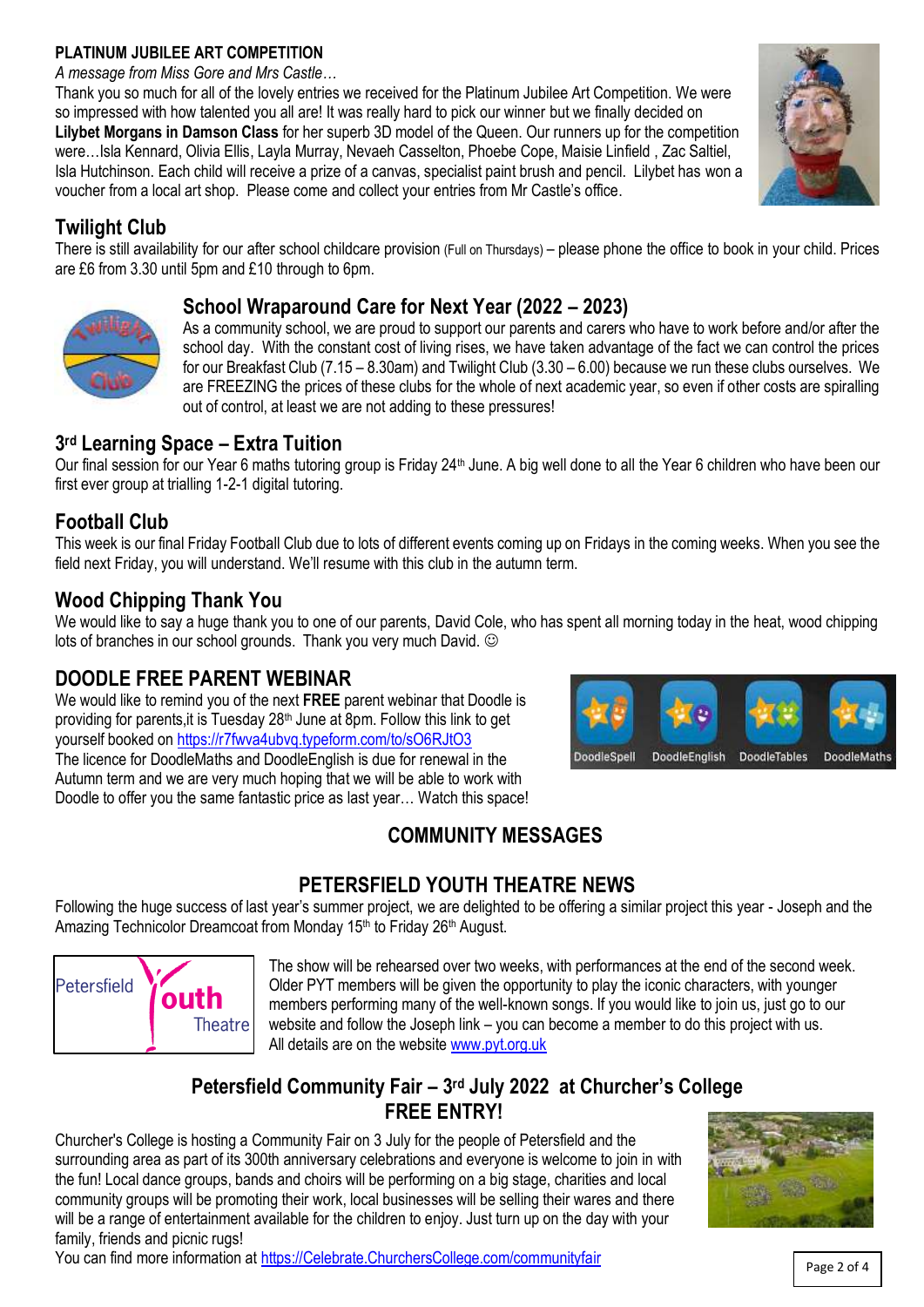## PLATINUM JUBILEE ART COMPETITION

*A message from Miss Gore and Mrs Castle…*

Thank you so much for all of the lovely entries we received for the Platinum Jubilee Art Competition. We were so impressed with how talented you all are! It was really hard to pick our winner but we finally decided on **Lilybet Morgans in Damson Class** for her superb 3D model of the Queen. Our runners up for the competition were…Isla Kennard, Olivia Ellis, Layla Murray, Nevaeh Casselton, Phoebe Cope, Maisie Linfield , Zac Saltiel, Isla Hutchinson. Each child will receive a prize of a canvas, specialist paint brush and pencil. Lilybet has won a voucher from a local art shop. Please come and collect your entries from Mr Castle's office.

## Twilight Club

There is still availability for our after school childcare provision (Full on Thursdays) – please phone the office to book in your child. Prices are £6 from 3.30 until 5pm and £10 through to 6pm.

## School Wraparound Care for Next Year (2022 – 2023)

As a community school, we are proud to support our parents and carers who have to work before and/or after the school day. With the constant cost of living rises, we have taken advantage of the fact we can control the prices for our Breakfast Club (7.15 – 8.30am) and Twilight Club (3.30 – 6.00) because we run these clubs ourselves. We are FREEZING the prices of these clubs for the whole of next academic year, so even if other costs are spiralling out of control, at least we are not adding to these pressures!

## 3rd Learning Space – Extra Tuition

Our final session for our Year 6 maths tutoring group is Friday 24th June. A big well done to all the Year 6 children who have been our first ever group at trialling 1-2-1 digital tutoring.

## Football Club

This week is our final Friday Football Club due to lots of different events coming up on Fridays in the coming weeks. When you see the field next Friday, you will understand. We'll resume with this club in the autumn term.

## Wood Chipping Thank You

We would like to say a huge thank you to one of our parents, David Cole, who has spent all morning today in the heat, wood chipping lots of branches in our school grounds. Thank you very much David. ☺

## DOODLE FREE PARENT WEBINAR

We would like to remind you of the next **FREE** parent webinar that Doodle is providing for parents,it is Tuesday 28th June at 8pm. Follow this link to get yourself booked on https://r7fwva4ubvq.typeform.com/to/sO6RJtO3

The licence for DoodleMaths and DoodleEnglish is due for renewal in the Autumn term and we are very much hoping that we will be able to work with Doodle to offer you the same fantastic price as last year… Watch this space!

# COMMUNITY MESSAGES

## PETERSFIELD YOUTH THEATRE NEWS

Following the huge success of last year's summer project, we are delighted to be offering a similar project this year - Joseph and the Amazing Technicolor Dreamcoat from Monday 15th to Friday 26th August.

The show will be rehearsed over two weeks, with performances at the end of the second week. Older PYT members will be given the opportunity to play the iconic characters, with younger members performing many of the well-known songs. If you would like to join us, just go to our website and follow the Joseph link – you can become a member to do this project with us.

All details are on the website www.pyt.org.uk

## Petersfield Community Fair – 3rd July 2022 at Churcher's College

## FREE ENTRY!

Churcher's College is hosting a Community Fair on 3 July for the people of Petersfield and the surrounding area as part of its 300th anniversary celebrations and everyone is welcome to join in with the fun! Local dance groups, bands and choirs will be performing on a big stage, charities and local community groups will be promoting their work, local businesses will be selling their wares and there will be a range of entertainment available for the children to enjoy. Just turn up on the day with your family, friends and picnic rugs!

You can find more information at https://Celebrate.ChurchersCollege.com/communityfair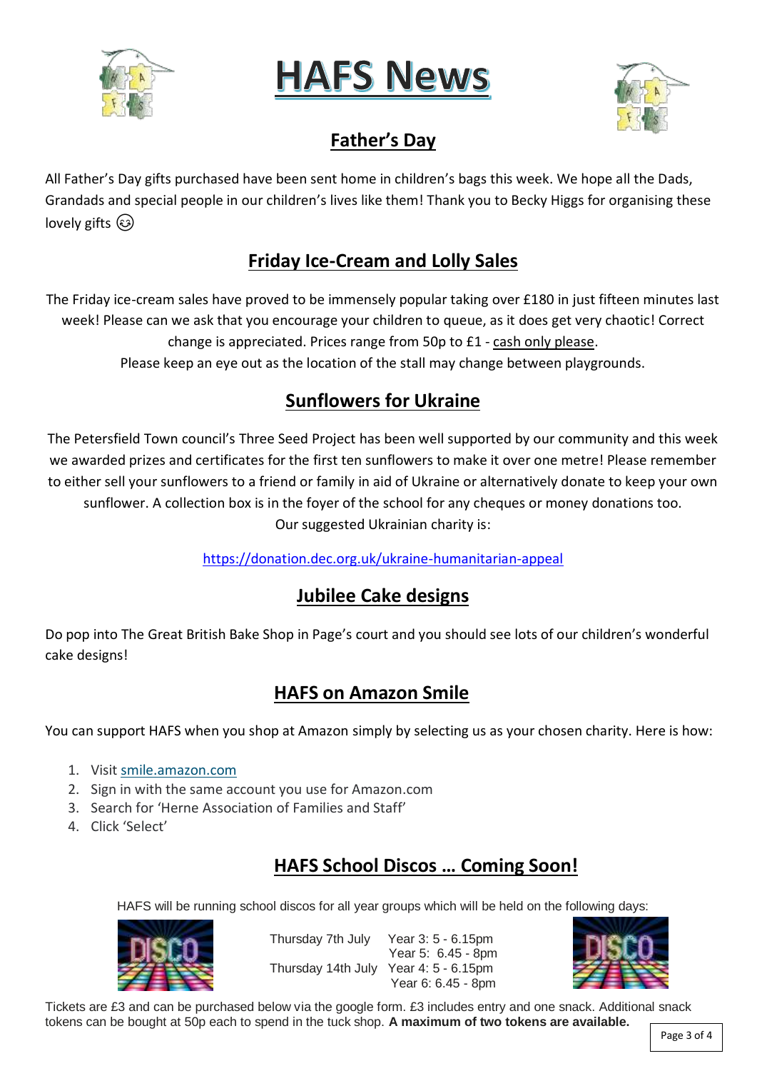# HAFS News

## Father's Day

All Father's Day gifts purchased have been sent home in children's bags this week. We hope all the Dads, Grandads and special people in our children's lives like them! Thank you to Becky Higgs for organising these lovely gifts 😉

## Friday Ice-Cream and Lolly Sales

The Friday ice-cream sales have proved to be immensely popular taking over £180 in just fifteen minutes last week! Please can we ask that you encourage your children to queue, as it does get very chaotic! Correct change is appreciated. Prices range from 50p to £1 - cash only please.
Please keep an eye out as the location of the stall may change between playgrounds.

## Sunflowers for Ukraine

The Petersfield Town council's Three Seed Project has been well supported by our community and this week we awarded prizes and certificates for the first ten sunflowers to make it over one metre! Please remember to either sell your sunflowers to a friend or family in aid of Ukraine or alternatively donate to keep your own sunflower. A collection box is in the foyer of the school for any cheques or money donations too.
Our suggested Ukrainian charity is:

https://donation.dec.org.uk/ukraine-humanitarian-appeal

## Jubilee Cake designs

Do pop into The Great British Bake Shop in Page's court and you should see lots of our children's wonderful cake designs!

## HAFS on Amazon Smile

You can support HAFS when you shop at Amazon simply by selecting us as your chosen charity. Here is how:

1. Visit smile.amazon.com
2. Sign in with the same account you use for Amazon.com
3. Search for 'Herne Association of Families and Staff'
4. Click 'Select'

## HAFS School Discos … Coming Soon!

HAFS will be running school discos for all year groups which will be held on the following days:

| | |
|---|---|
| Thursday 7th July | Year 3: 5 - 6.15pm |
| | Year 5: 6.45 - 8pm |
| Thursday 14th July | Year 4: 5 - 6.15pm |
| | Year 6: 6.45 - 8pm |

Tickets are £3 and can be purchased below via the google form. £3 includes entry and one snack. Additional snack tokens can be bought at 50p each to spend in the tuck shop. **A maximum of two tokens are available.**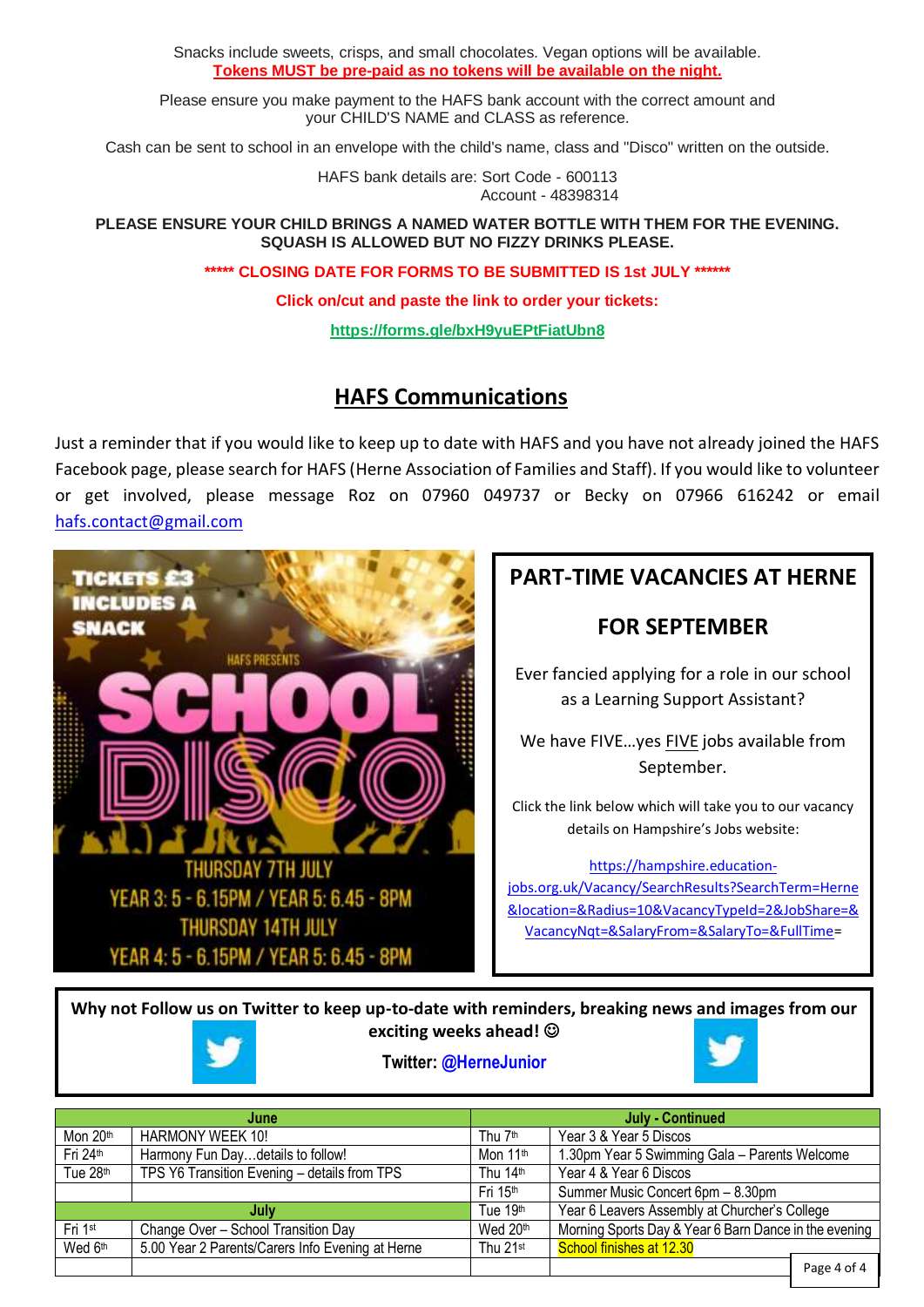Snacks include sweets, crisps, and small chocolates. Vegan options will be available.
**Tokens MUST be pre-paid as no tokens will be available on the night.**

Please ensure you make payment to the HAFS bank account with the correct amount and your CHILD'S NAME and CLASS as reference.

Cash can be sent to school in an envelope with the child's name, class and "Disco" written on the outside.

HAFS bank details are: Sort Code - 600113
Account - 48398314

**PLEASE ENSURE YOUR CHILD BRINGS A NAMED WATER BOTTLE WITH THEM FOR THE EVENING. SQUASH IS ALLOWED BUT NO FIZZY DRINKS PLEASE.**

**\*\*\*\*\* CLOSING DATE FOR FORMS TO BE SUBMITTED IS 1st JULY \*\*\*\*\*\***

**Click on/cut and paste the link to order your tickets:**

**https://forms.gle/bxH9yuEPtFiatUbn8**

## HAFS Communications

Just a reminder that if you would like to keep up to date with HAFS and you have not already joined the HAFS Facebook page, please search for HAFS (Herne Association of Families and Staff). If you would like to volunteer or get involved, please message Roz on 07960 049737 or Becky on 07966 616242 or email hafs.contact@gmail.com

TICKETS £3 INCLUDES A SNACK

HAFS PRESENTS

SCHOOL DISCO

THURSDAY 7TH JULY
YEAR 3: 5 - 6.15PM / YEAR 5: 6.45 - 8PM
THURSDAY 14TH JULY
YEAR 4: 5 - 6.15PM / YEAR 5: 6.45 - 8PM

## PART-TIME VACANCIES AT HERNE FOR SEPTEMBER

Ever fancied applying for a role in our school as a Learning Support Assistant?

We have FIVE…yes FIVE jobs available from September.

Click the link below which will take you to our vacancy details on Hampshire's Jobs website:

https://hampshire.education-jobs.org.uk/Vacancy/SearchResults?SearchTerm=Herne&location=&Radius=10&VacancyTypeId=2&JobShare=&VacancyNqt=&SalaryFrom=&SalaryTo=&FullTime=

**Why not Follow us on Twitter to keep up-to-date with reminders, breaking news and images from our exciting weeks ahead! ☺**

**Twitter: @HerneJunior**

| June | | July - Continued | |
|---|---|---|---|
| Mon 20th | HARMONY WEEK 10! | Thu 7th | Year 3 & Year 5 Discos |
| Fri 24th | Harmony Fun Day…details to follow! | Mon 11th | 1.30pm Year 5 Swimming Gala – Parents Welcome |
| Tue 28th | TPS Y6 Transition Evening – details from TPS | Thu 14th | Year 4 & Year 6 Discos |
| | | Fri 15th | Summer Music Concert 6pm – 8.30pm |
| July | | Tue 19th | Year 6 Leavers Assembly at Churcher's College |
| Fri 1st | Change Over – School Transition Day | Wed 20th | Morning Sports Day & Year 6 Barn Dance in the evening |
| Wed 6th | 5.00 Year 2 Parents/Carers Info Evening at Herne | Thu 21st | School finishes at 12.30 |